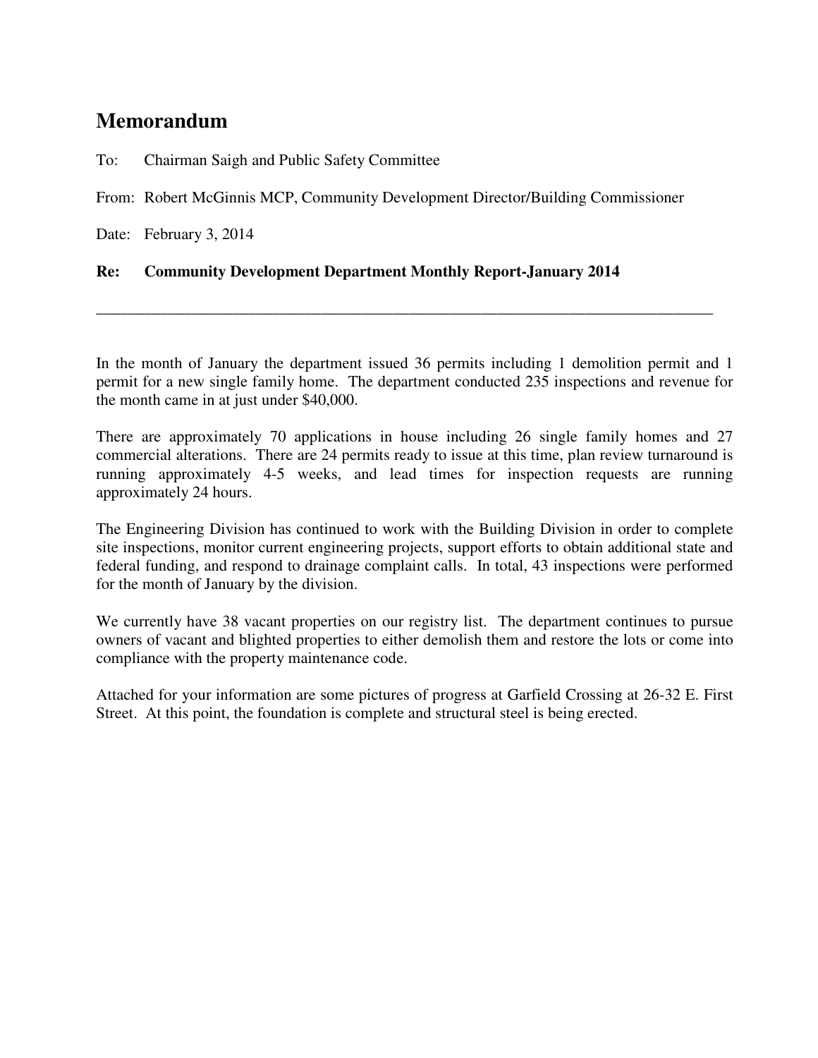# Memorandum

To: Chairman Saigh and Public Safety Committee

From: Robert McGinnis MCP, Community Development Director/Building Commissioner

Date: February 3, 2014

**Re: Community Development Department Monthly Report-January 2014**

---

In the month of January the department issued 36 permits including 1 demolition permit and 1 permit for a new single family home. The department conducted 235 inspections and revenue for the month came in at just under $40,000.

There are approximately 70 applications in house including 26 single family homes and 27 commercial alterations. There are 24 permits ready to issue at this time, plan review turnaround is running approximately 4-5 weeks, and lead times for inspection requests are running approximately 24 hours.

The Engineering Division has continued to work with the Building Division in order to complete site inspections, monitor current engineering projects, support efforts to obtain additional state and federal funding, and respond to drainage complaint calls. In total, 43 inspections were performed for the month of January by the division.

We currently have 38 vacant properties on our registry list. The department continues to pursue owners of vacant and blighted properties to either demolish them and restore the lots or come into compliance with the property maintenance code.

Attached for your information are some pictures of progress at Garfield Crossing at 26-32 E. First Street. At this point, the foundation is complete and structural steel is being erected.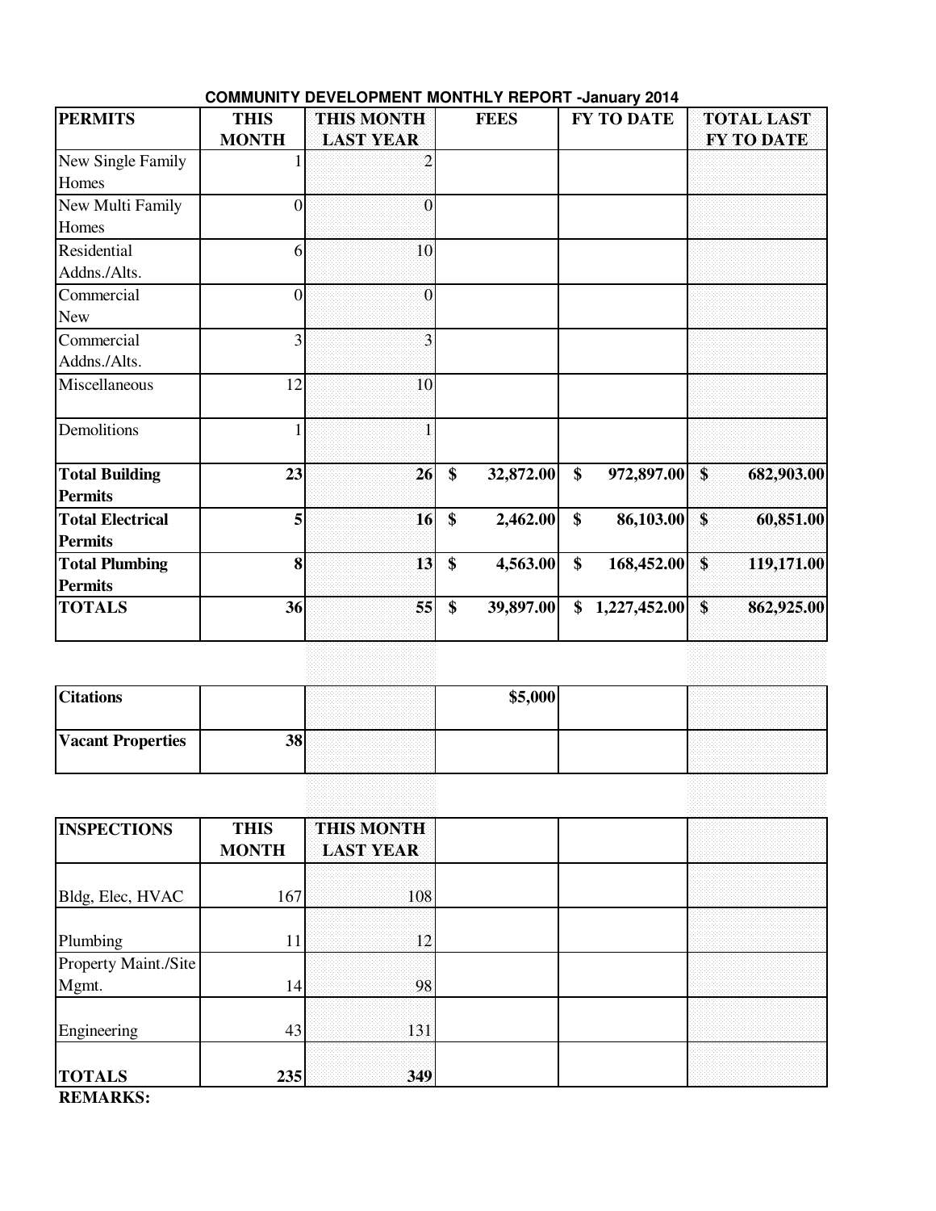**COMMUNITY DEVELOPMENT MONTHLY REPORT -January 2014**

| PERMITS | THIS MONTH | THIS MONTH LAST YEAR | FEES | FY TO DATE | TOTAL LAST FY TO DATE |
|---|---|---|---|---|---|
| New Single Family Homes | 1 | 2 | | | |
| New Multi Family Homes | 0 | 0 | | | |
| Residential Addns./Alts. | 6 | 10 | | | |
| Commercial New | 0 | 0 | | | |
| Commercial Addns./Alts. | 3 | 3 | | | |
| Miscellaneous | 12 | 10 | | | |
| Demolitions | 1 | 1 | | | |
| **Total Building Permits** | **23** | **26** | **$ 32,872.00** | **$ 972,897.00** | **$ 682,903.00** |
| **Total Electrical Permits** | **5** | **16** | **$ 2,462.00** | **$ 86,103.00** | **$ 60,851.00** |
| **Total Plumbing Permits** | **8** | **13** | **$ 4,563.00** | **$ 168,452.00** | **$ 119,171.00** |
| **TOTALS** | **36** | **55** | **$ 39,897.00** | **$ 1,227,452.00** | **$ 862,925.00** |

| | | | | | |
|---|---|---|---|---|---|
| **Citations** | | | **$5,000** | | |
| **Vacant Properties** | **38** | | | | |

| INSPECTIONS | THIS MONTH | THIS MONTH LAST YEAR | | | |
|---|---|---|---|---|---|
| Bldg, Elec, HVAC | 167 | 108 | | | |
| Plumbing | 11 | 12 | | | |
| Property Maint./Site Mgmt. | 14 | 98 | | | |
| Engineering | 43 | 131 | | | |
| **TOTALS** | **235** | **349** | | | |

**REMARKS:**